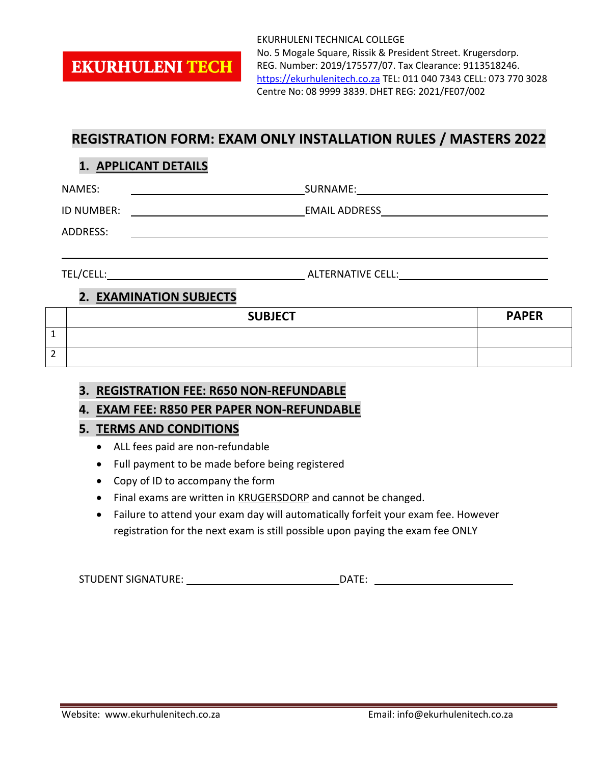**EKURHULENI TECH**

EKURHULENI TECHNICAL COLLEGE
No. 5 Mogale Square, Rissik & President Street. Krugersdorp.
REG. Number: 2019/175577/07. Tax Clearance: 9113518246.
https://ekurhulenitech.co.za TEL: 011 040 7343 CELL: 073 770 3028
Centre No: 08 9999 3839. DHET REG: 2021/FE07/002

# REGISTRATION FORM: EXAM ONLY INSTALLATION RULES / MASTERS 2022

## 1. APPLICANT DETAILS

NAMES: ______________________________ SURNAME: ______________________________

ID NUMBER: ______________________________ EMAIL ADDRESS ______________________________

ADDRESS: ____________________________________________________________

____________________________________________________________

TEL/CELL: ______________________________ ALTERNATIVE CELL: ______________________________

## 2. EXAMINATION SUBJECTS

| | SUBJECT | PAPER |
|---|---|---|
| 1 | | |
| 2 | | |

## 3. REGISTRATION FEE: R650 NON-REFUNDABLE

## 4. EXAM FEE: R850 PER PAPER NON-REFUNDABLE

## 5. TERMS AND CONDITIONS

- ALL fees paid are non-refundable
- Full payment to be made before being registered
- Copy of ID to accompany the form
- Final exams are written in KRUGERSDORP and cannot be changed.
- Failure to attend your exam day will automatically forfeit your exam fee. However registration for the next exam is still possible upon paying the exam fee ONLY

STUDENT SIGNATURE: ______________________________ DATE: ______________________________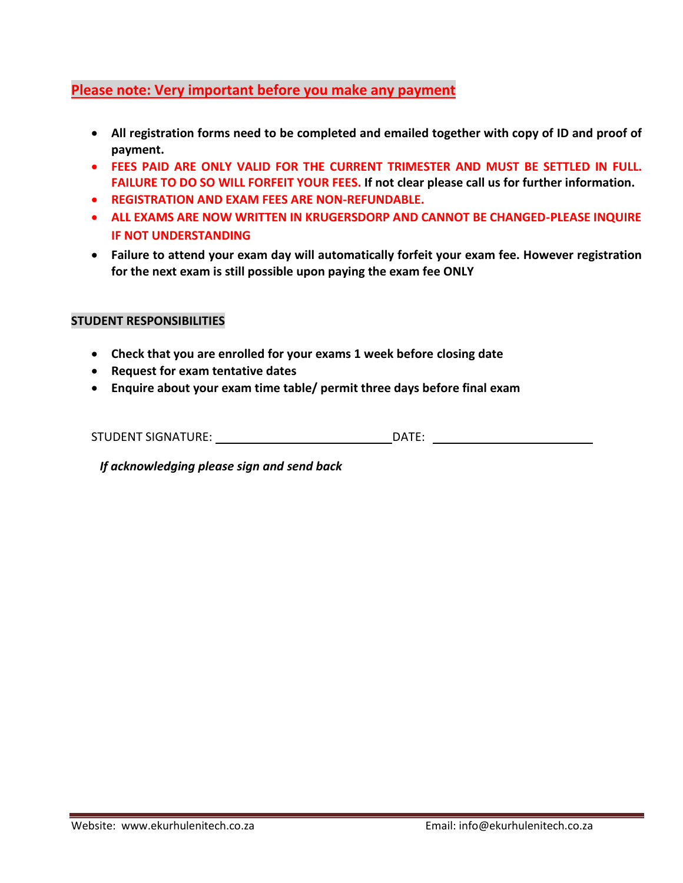## **Please note: Very important before you make any payment**

- **All registration forms need to be completed and emailed together with copy of ID and proof of payment.**
- **FEES PAID ARE ONLY VALID FOR THE CURRENT TRIMESTER AND MUST BE SETTLED IN FULL. FAILURE TO DO SO WILL FORFEIT YOUR FEES. If not clear please call us for further information.**
- **REGISTRATION AND EXAM FEES ARE NON-REFUNDABLE.**
- **ALL EXAMS ARE NOW WRITTEN IN KRUGERSDORP AND CANNOT BE CHANGED-PLEASE INQUIRE IF NOT UNDERSTANDING**
- **Failure to attend your exam day will automatically forfeit your exam fee. However registration for the next exam is still possible upon paying the exam fee ONLY**

**STUDENT RESPONSIBILITIES**

- **Check that you are enrolled for your exams 1 week before closing date**
- **Request for exam tentative dates**
- **Enquire about your exam time table/ permit three days before final exam**

STUDENT SIGNATURE: ____________________________ DATE: __________________________

***If acknowledging please sign and send back***

Website: www.ekurhulenitech.co.za Email: info@ekurhulenitech.co.za